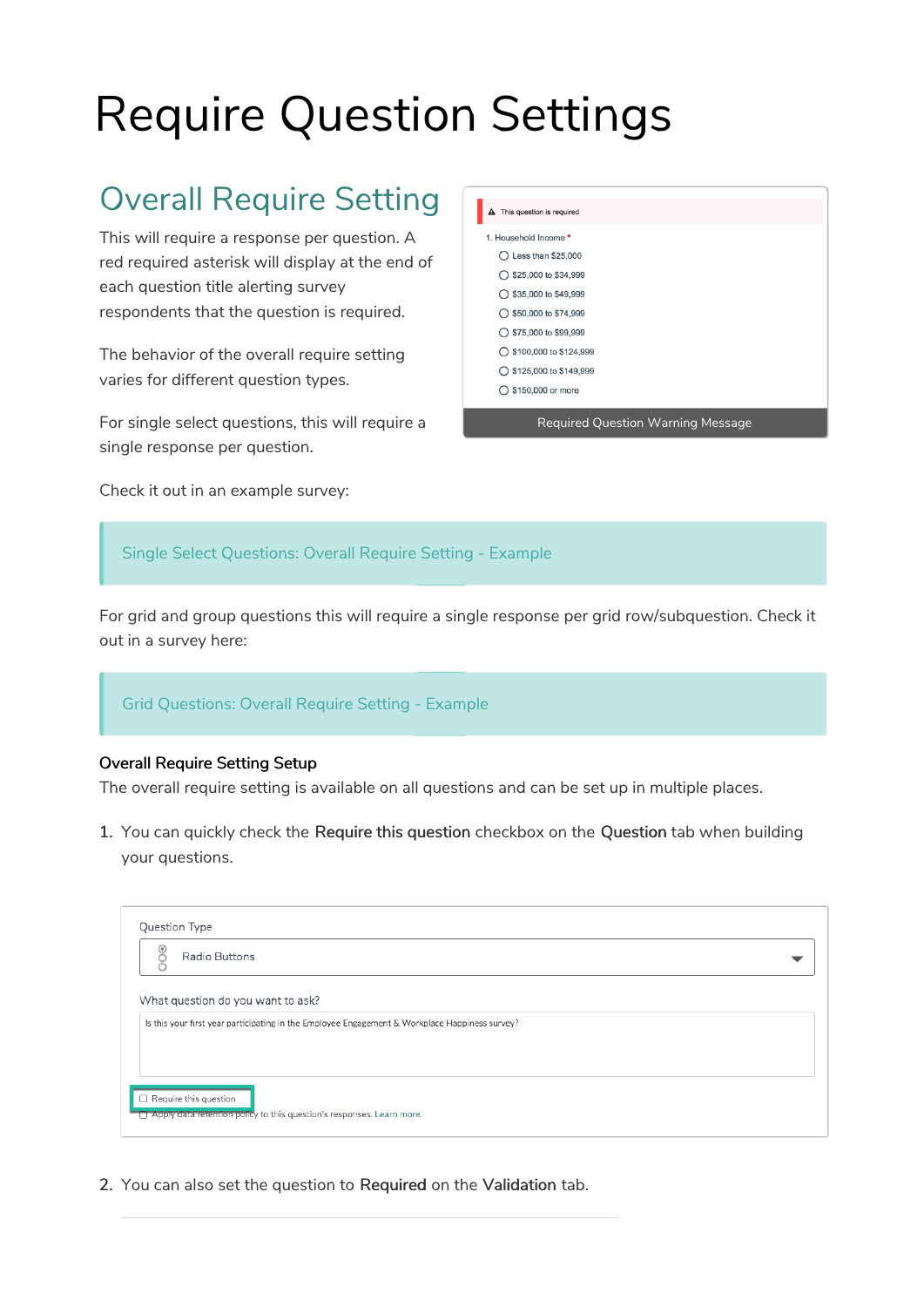# Require Question Settings

## Overall Require Setting

This will require a response per question. A red required asterisk will display at the end of each question title alerting survey respondents that the question is required.

The behavior of the overall require setting varies for different question types.

For single select questions, this will require a single response per question.

Required Question Warning Message

Check it out in an example survey:

Single Select Questions: Overall Require Setting - Example

For grid and group questions this will require a single response per grid row/subquestion. Check it out in a survey here:

Grid Questions: Overall Require Setting - Example

### Overall Require Setting Setup

The overall require setting is available on all questions and can be set up in multiple places.

1. You can quickly check the **Require this question** checkbox on the **Question** tab when building your questions.

2. You can also set the question to **Required** on the **Validation** tab.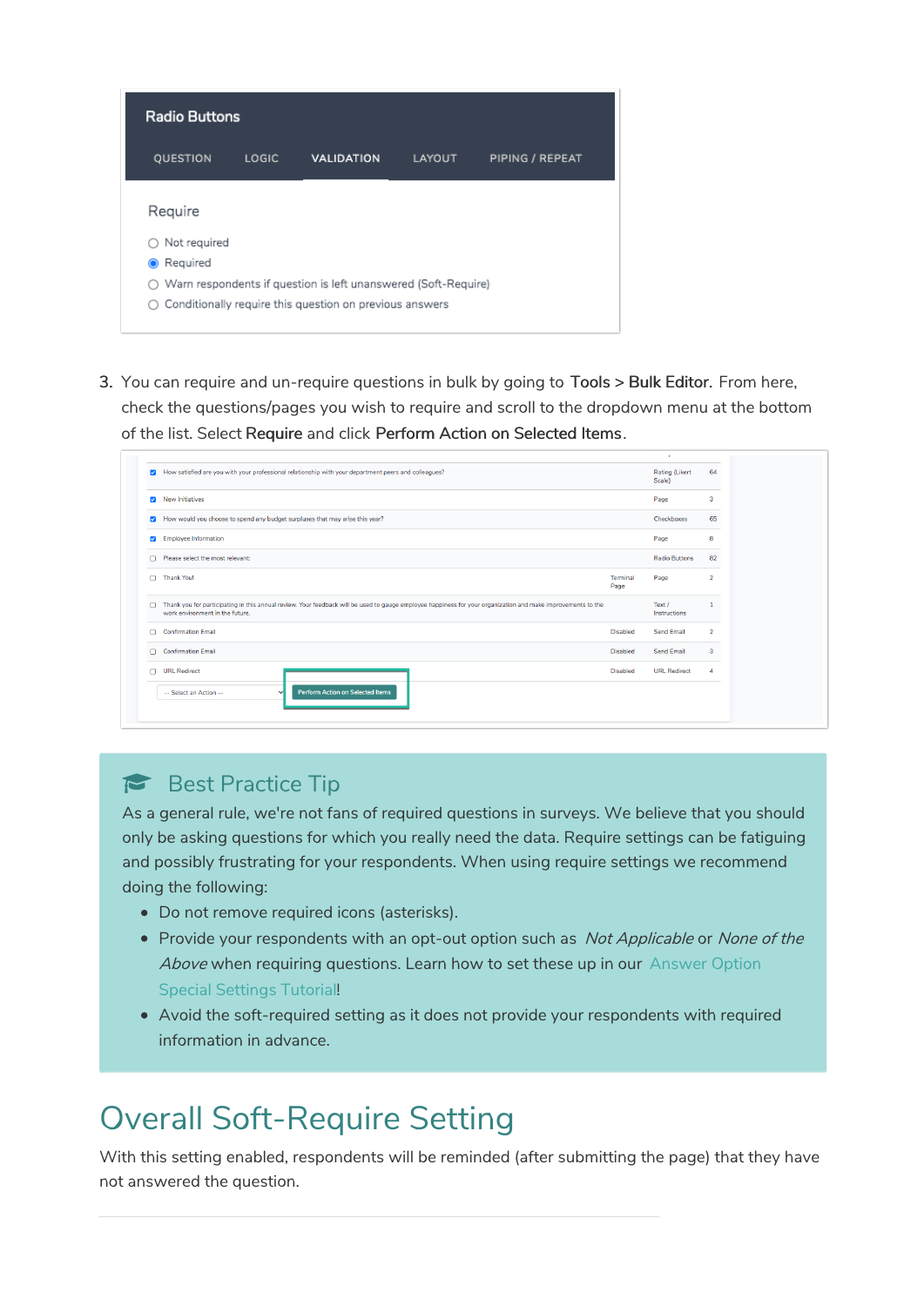Radio Buttons

QUESTION LOGIC VALIDATION LAYOUT PIPING / REPEAT

Require

- Not required
- Required
- Warn respondents if question is left unanswered (Soft-Require)
- Conditionally require this question on previous answers

3. You can require and un-require questions in bulk by going to **Tools > Bulk Editor.** From here, check the questions/pages you wish to require and scroll to the dropdown menu at the bottom of the list. Select **Require** and click **Perform Action on Selected Items**.

| | | | | |
|---|---|---|---|---|
| ☑ How satisfied are you with your professional relationship with your department peers and colleagues? | | Rating (Likert Scale) | 64 |
| ☑ New Initiatives | | Page | 3 |
| ☑ How would you choose to spend any budget surpluses that may arise this year? | | Checkboxes | 65 |
| ☑ Employee Information | | Page | 8 |
| ☐ Please select the most relevant: | | Radio Buttons | 82 |
| ☐ Thank You! | Terminal Page | Page | 2 |
| ☐ Thank you for participating in this annual review. Your feedback will be used to gauge employee happiness for your organization and make improvements to the work environment in the future. | | Text / Instructions | 1 |
| ☐ Confirmation Email | Disabled | Send Email | 2 |
| ☐ Confirmation Email | Disabled | Send Email | 3 |
| ☐ URL Redirect | Disabled | URL Redirect | 4 |

-- Select an Action -- | Perform Action on Selected Items

## Best Practice Tip

As a general rule, we're not fans of required questions in surveys. We believe that you should only be asking questions for which you really need the data. Require settings can be fatiguing and possibly frustrating for your respondents. When using require settings we recommend doing the following:

- Do not remove required icons (asterisks).
- Provide your respondents with an opt-out option such as *Not Applicable* or *None of the Above* when requiring questions. Learn how to set these up in our Answer Option Special Settings Tutorial!
- Avoid the soft-required setting as it does not provide your respondents with required information in advance.

# Overall Soft-Require Setting

With this setting enabled, respondents will be reminded (after submitting the page) that they have not answered the question.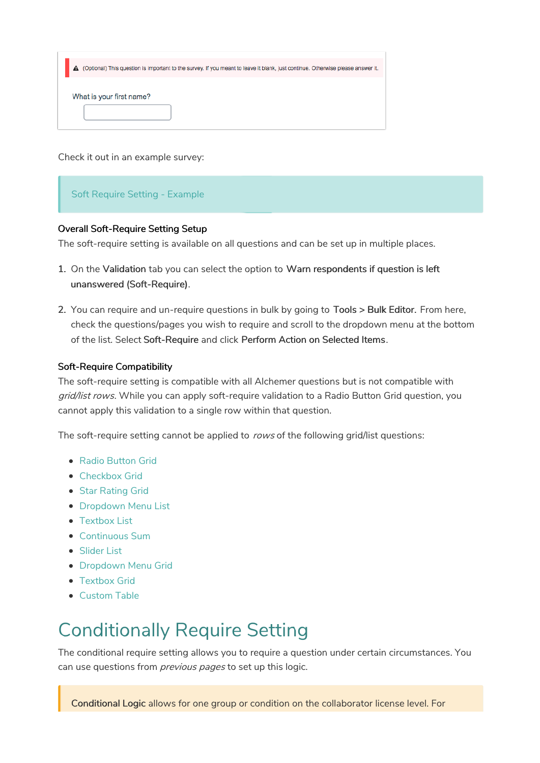⚠ (Optional) This question is important to the survey. If you meant to leave it blank, just continue. Otherwise please answer it.

What is your first name?

Check it out in an example survey:

Soft Require Setting - Example

#### Overall Soft-Require Setting Setup

The soft-require setting is available on all questions and can be set up in multiple places.

1. On the **Validation** tab you can select the option to **Warn respondents if question is left unanswered (Soft-Require)**.

2. You can require and un-require questions in bulk by going to **Tools > Bulk Editor**. From here, check the questions/pages you wish to require and scroll to the dropdown menu at the bottom of the list. Select **Soft-Require** and click **Perform Action on Selected Items**.

#### Soft-Require Compatibility

The soft-require setting is compatible with all Alchemer questions but is not compatible with *grid/list rows*. While you can apply soft-require validation to a Radio Button Grid question, you cannot apply this validation to a single row within that question.

The soft-require setting cannot be applied to *rows* of the following grid/list questions:

- Radio Button Grid
- Checkbox Grid
- Star Rating Grid
- Dropdown Menu List
- Textbox List
- Continuous Sum
- Slider List
- Dropdown Menu Grid
- Textbox Grid
- Custom Table

# Conditionally Require Setting

The conditional require setting allows you to require a question under certain circumstances. You can use questions from *previous pages* to set up this logic.

**Conditional Logic** allows for one group or condition on the collaborator license level. For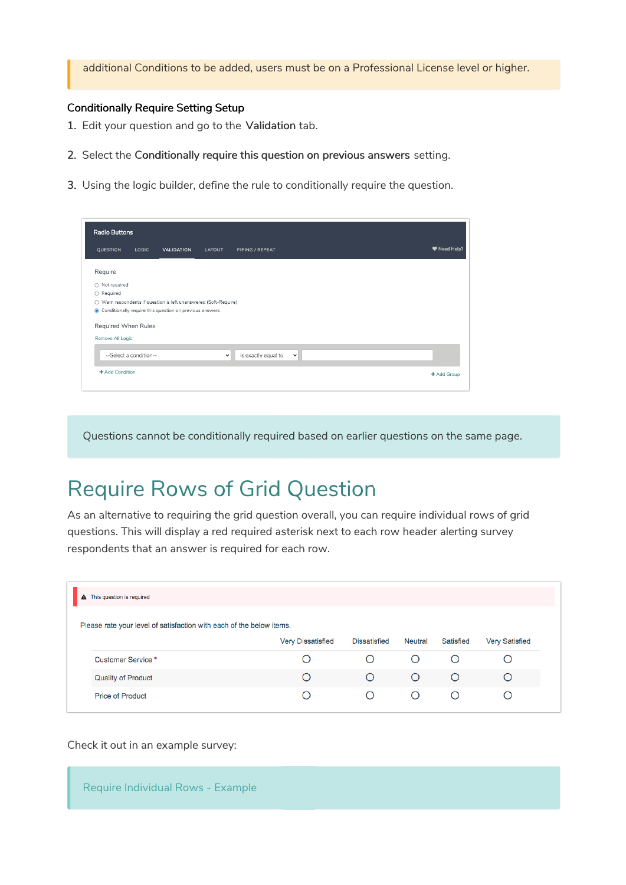additional Conditions to be added, users must be on a Professional License level or higher.

**Conditionally Require Setting Setup**

1. Edit your question and go to the **Validation** tab.
2. Select the **Conditionally require this question on previous answers** setting.
3. Using the logic builder, define the rule to conditionally require the question.

Questions cannot be conditionally required based on earlier questions on the same page.

# Require Rows of Grid Question

As an alternative to requiring the grid question overall, you can require individual rows of grid questions. This will display a red required asterisk next to each row header alerting survey respondents that an answer is required for each row.

Check it out in an example survey:

Require Individual Rows - Example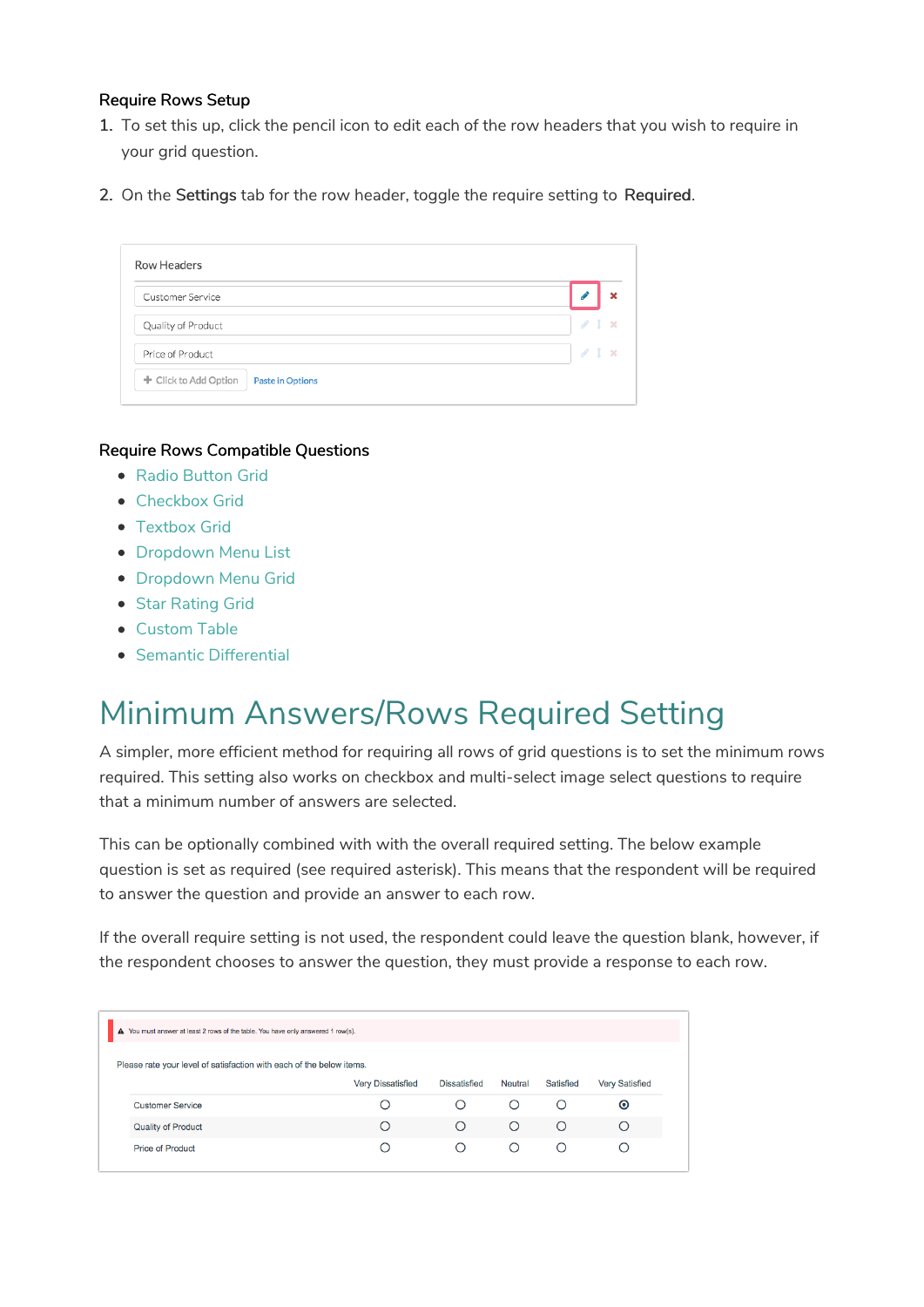**Require Rows Setup**

1. To set this up, click the pencil icon to edit each of the row headers that you wish to require in your grid question.
2. On the **Settings** tab for the row header, toggle the require setting to **Required**.

**Require Rows Compatible Questions**

- Radio Button Grid
- Checkbox Grid
- Textbox Grid
- Dropdown Menu List
- Dropdown Menu Grid
- Star Rating Grid
- Custom Table
- Semantic Differential

# Minimum Answers/Rows Required Setting

A simpler, more efficient method for requiring all rows of grid questions is to set the minimum rows required. This setting also works on checkbox and multi-select image select questions to require that a minimum number of answers are selected.

This can be optionally combined with with the overall required setting. The below example question is set as required (see required asterisk). This means that the respondent will be required to answer the question and provide an answer to each row.

If the overall require setting is not used, the respondent could leave the question blank, however, if the respondent chooses to answer the question, they must provide a response to each row.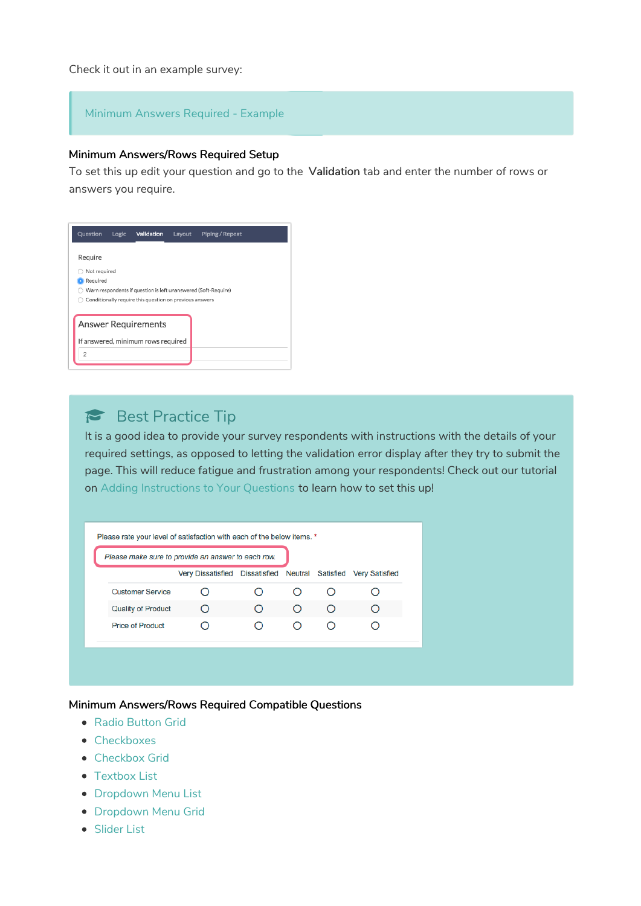Check it out in an example survey:

Minimum Answers Required - Example

### Minimum Answers/Rows Required Setup

To set this up edit your question and go to the **Validation** tab and enter the number of rows or answers you require.

## Best Practice Tip

It is a good idea to provide your survey respondents with instructions with the details of your required settings, as opposed to letting the validation error display after they try to submit the page. This will reduce fatigue and frustration among your respondents! Check out our tutorial on Adding Instructions to Your Questions to learn how to set this up!

### Minimum Answers/Rows Required Compatible Questions

- Radio Button Grid
- Checkboxes
- Checkbox Grid
- Textbox List
- Dropdown Menu List
- Dropdown Menu Grid
- Slider List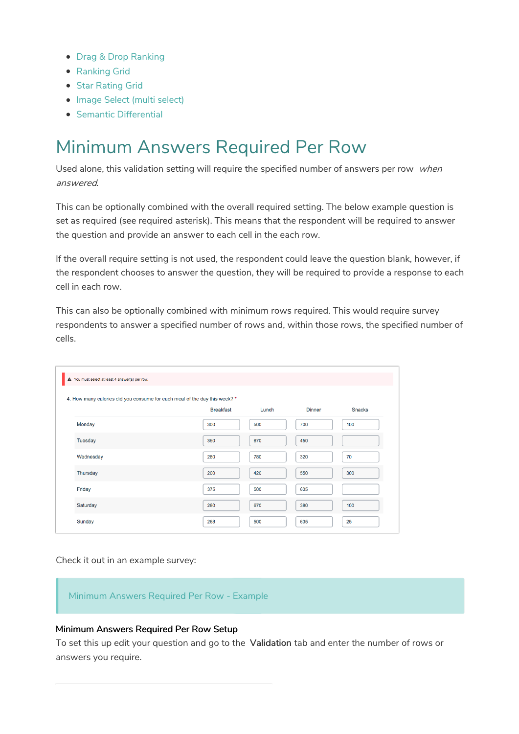- Drag & Drop Ranking
- Ranking Grid
- Star Rating Grid
- Image Select (multi select)
- Semantic Differential

# Minimum Answers Required Per Row

Used alone, this validation setting will require the specified number of answers per row *when answered*.

This can be optionally combined with the overall required setting. The below example question is set as required (see required asterisk). This means that the respondent will be required to answer the question and provide an answer to each cell in the each row.

If the overall require setting is not used, the respondent could leave the question blank, however, if the respondent chooses to answer the question, they will be required to provide a response to each cell in each row.

This can also be optionally combined with minimum rows required. This would require survey respondents to answer a specified number of rows and, within those rows, the specified number of cells.

⚠ You must select at least 4 answer(s) per row.

4. How many calories did you consume for each meal of the day this week? *

| | Breakfast | Lunch | Dinner | Snacks |
|---|---|---|---|---|
| Monday | 300 | 500 | 700 | 100 |
| Tuesday | 350 | 670 | 450 | |
| Wednesday | 280 | 780 | 320 | 70 |
| Thursday | 200 | 420 | 550 | 300 |
| Friday | 375 | 500 | 635 | |
| Saturday | 280 | 670 | 380 | 100 |
| Sunday | 268 | 500 | 635 | 25 |

Check it out in an example survey:

Minimum Answers Required Per Row - Example

**Minimum Answers Required Per Row Setup**

To set this up edit your question and go to the **Validation** tab and enter the number of rows or answers you require.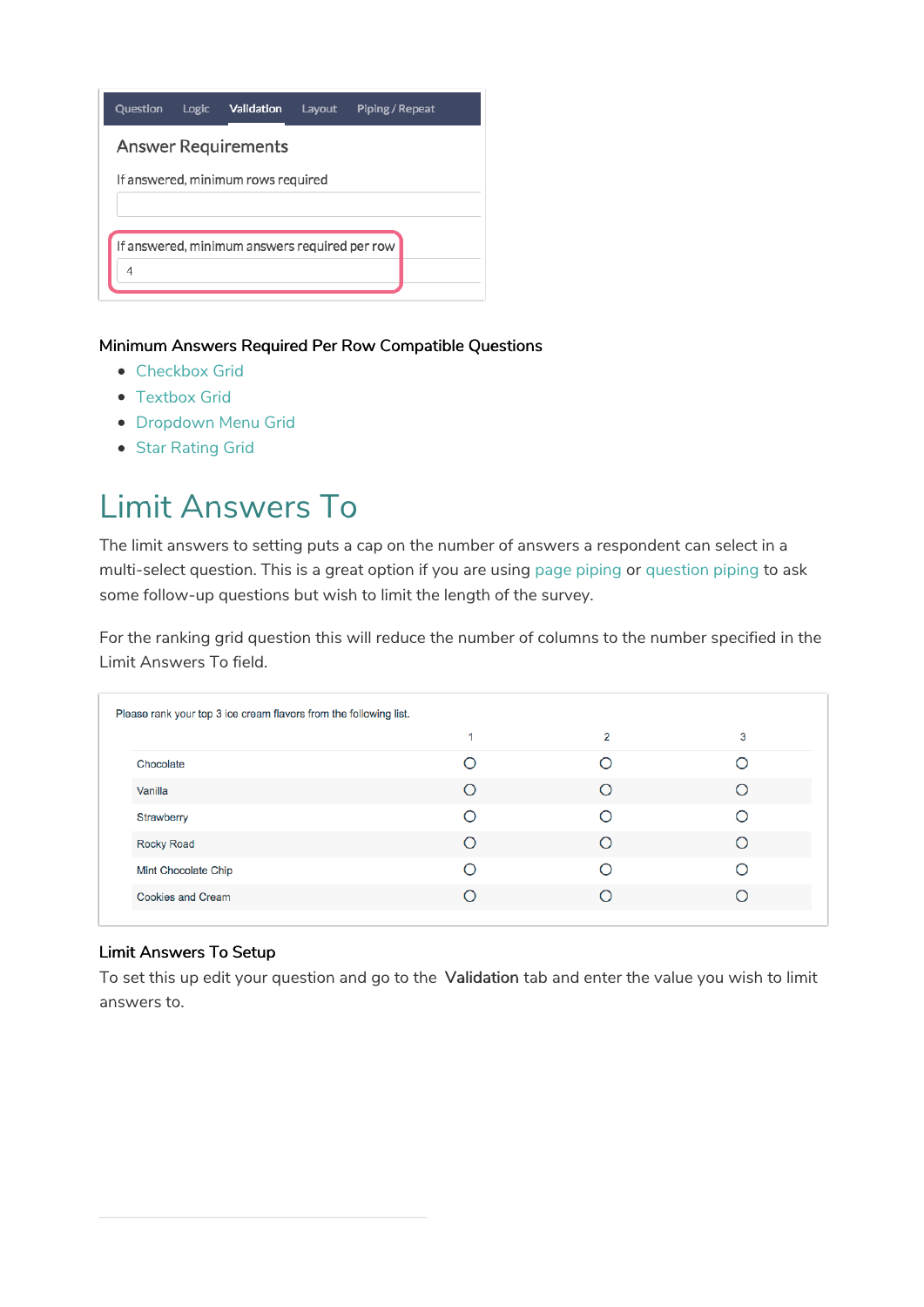Question Logic Validation Layout Piping / Repeat

Answer Requirements

If answered, minimum rows required

If answered, minimum answers required per row

4

#### Minimum Answers Required Per Row Compatible Questions

- Checkbox Grid
- Textbox Grid
- Dropdown Menu Grid
- Star Rating Grid

# Limit Answers To

The limit answers to setting puts a cap on the number of answers a respondent can select in a multi-select question. This is a great option if you are using page piping or question piping to ask some follow-up questions but wish to limit the length of the survey.

For the ranking grid question this will reduce the number of columns to the number specified in the Limit Answers To field.

Please rank your top 3 ice cream flavors from the following list.

| | 1 | 2 | 3 |
|---|---|---|---|
| Chocolate | ○ | ○ | ○ |
| Vanilla | ○ | ○ | ○ |
| Strawberry | ○ | ○ | ○ |
| Rocky Road | ○ | ○ | ○ |
| Mint Chocolate Chip | ○ | ○ | ○ |
| Cookies and Cream | ○ | ○ | ○ |

#### Limit Answers To Setup

To set this up edit your question and go to the **Validation** tab and enter the value you wish to limit answers to.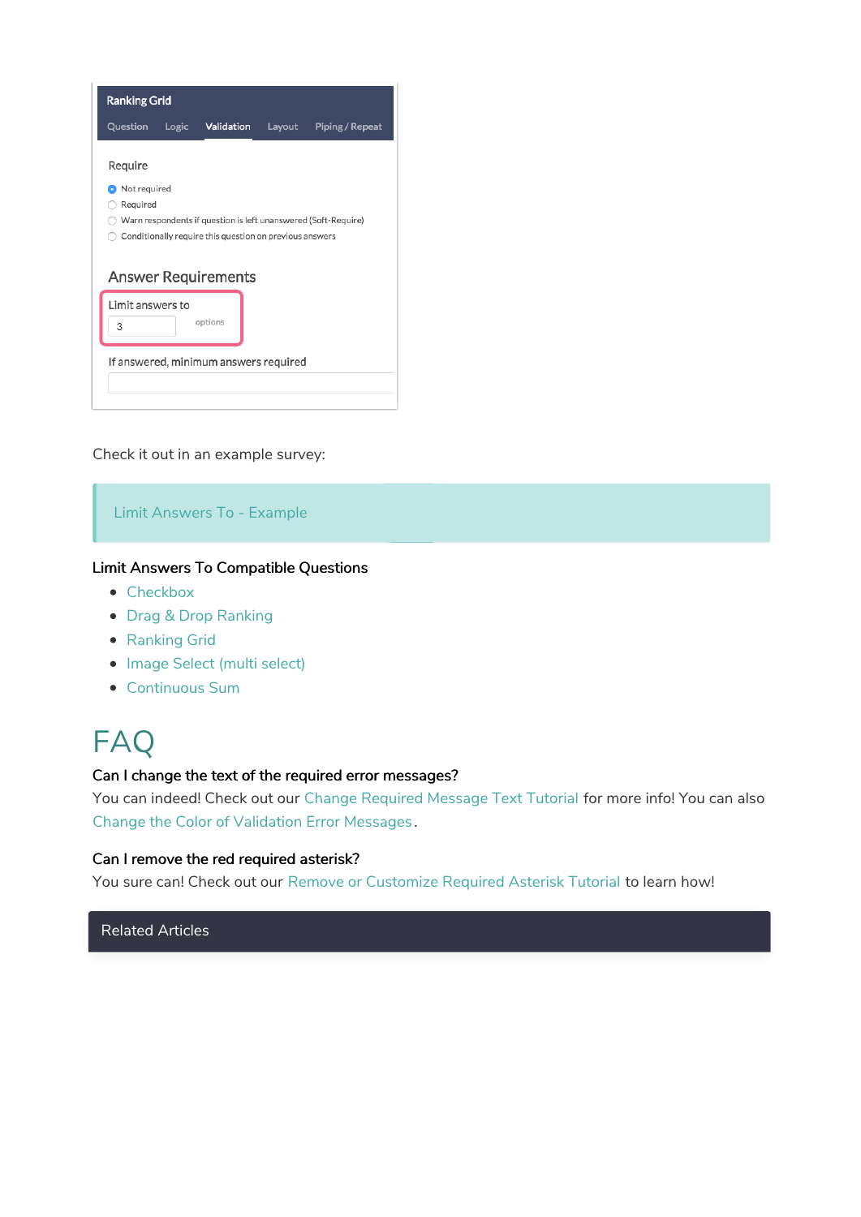Check it out in an example survey:

Limit Answers To - Example

**Limit Answers To Compatible Questions**

- Checkbox
- Drag & Drop Ranking
- Ranking Grid
- Image Select (multi select)
- Continuous Sum

# FAQ

**Can I change the text of the required error messages?**

You can indeed! Check out our Change Required Message Text Tutorial for more info! You can also Change the Color of Validation Error Messages.

**Can I remove the red required asterisk?**

You sure can! Check out our Remove or Customize Required Asterisk Tutorial to learn how!

Related Articles